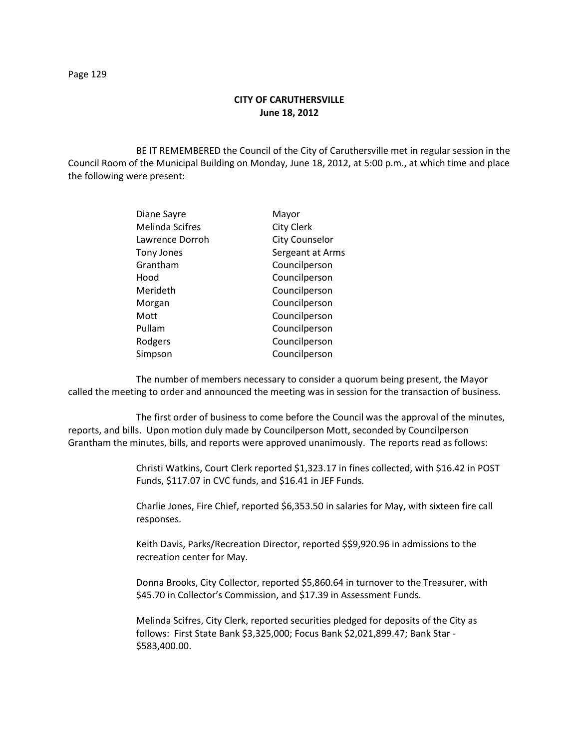# CITY OF CARUTHERSVILLE
## June 18, 2012

BE IT REMEMBERED the Council of the City of Caruthersville met in regular session in the Council Room of the Municipal Building on Monday, June 18, 2012, at 5:00 p.m., at which time and place the following were present:

| | |
|---|---|
| Diane Sayre | Mayor |
| Melinda Scifres | City Clerk |
| Lawrence Dorroh | City Counselor |
| Tony Jones | Sergeant at Arms |
| Grantham | Councilperson |
| Hood | Councilperson |
| Merideth | Councilperson |
| Morgan | Councilperson |
| Mott | Councilperson |
| Pullam | Councilperson |
| Rodgers | Councilperson |
| Simpson | Councilperson |

The number of members necessary to consider a quorum being present, the Mayor called the meeting to order and announced the meeting was in session for the transaction of business.

The first order of business to come before the Council was the approval of the minutes, reports, and bills. Upon motion duly made by Councilperson Mott, seconded by Councilperson Grantham the minutes, bills, and reports were approved unanimously. The reports read as follows:

> Christi Watkins, Court Clerk reported $1,323.17 in fines collected, with $16.42 in POST Funds, $117.07 in CVC funds, and $16.41 in JEF Funds.
>
> Charlie Jones, Fire Chief, reported $6,353.50 in salaries for May, with sixteen fire call responses.
>
> Keith Davis, Parks/Recreation Director, reported $$9,920.96 in admissions to the recreation center for May.
>
> Donna Brooks, City Collector, reported $5,860.64 in turnover to the Treasurer, with $45.70 in Collector's Commission, and $17.39 in Assessment Funds.
>
> Melinda Scifres, City Clerk, reported securities pledged for deposits of the City as follows: First State Bank $3,325,000; Focus Bank $2,021,899.47; Bank Star - $583,400.00.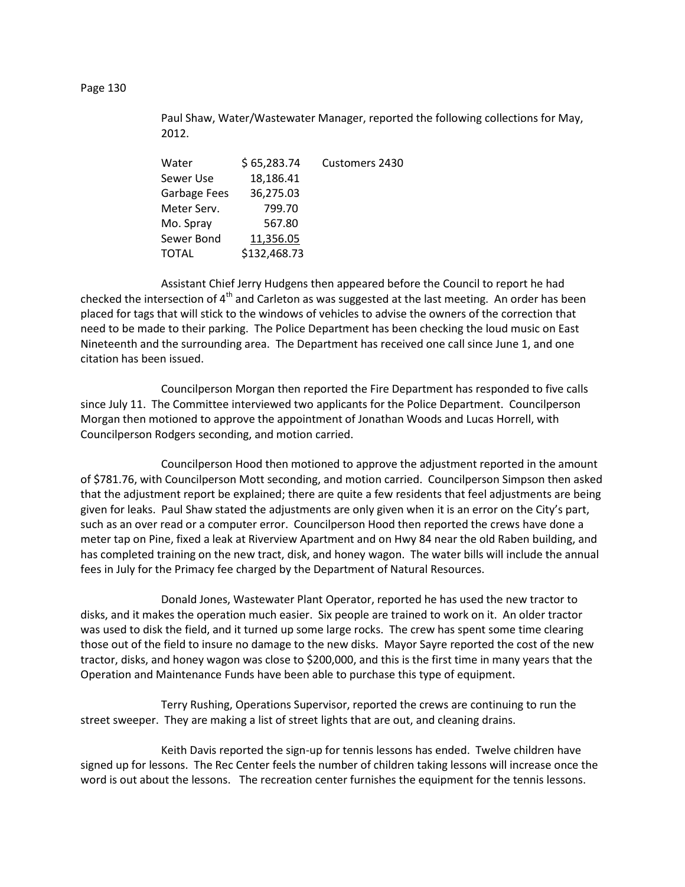Paul Shaw, Water/Wastewater Manager, reported the following collections for May, 2012.

| | | |
|---|---|---|
| Water | $ 65,283.74 | Customers 2430 |
| Sewer Use | 18,186.41 | |
| Garbage Fees | 36,275.03 | |
| Meter Serv. | 799.70 | |
| Mo. Spray | 567.80 | |
| Sewer Bond | 11,356.05 | |
| TOTAL | $132,468.73 | |

Assistant Chief Jerry Hudgens then appeared before the Council to report he had checked the intersection of 4th and Carleton as was suggested at the last meeting. An order has been placed for tags that will stick to the windows of vehicles to advise the owners of the correction that need to be made to their parking. The Police Department has been checking the loud music on East Nineteenth and the surrounding area. The Department has received one call since June 1, and one citation has been issued.

Councilperson Morgan then reported the Fire Department has responded to five calls since July 11. The Committee interviewed two applicants for the Police Department. Councilperson Morgan then motioned to approve the appointment of Jonathan Woods and Lucas Horrell, with Councilperson Rodgers seconding, and motion carried.

Councilperson Hood then motioned to approve the adjustment reported in the amount of $781.76, with Councilperson Mott seconding, and motion carried. Councilperson Simpson then asked that the adjustment report be explained; there are quite a few residents that feel adjustments are being given for leaks. Paul Shaw stated the adjustments are only given when it is an error on the City's part, such as an over read or a computer error. Councilperson Hood then reported the crews have done a meter tap on Pine, fixed a leak at Riverview Apartment and on Hwy 84 near the old Raben building, and has completed training on the new tract, disk, and honey wagon. The water bills will include the annual fees in July for the Primacy fee charged by the Department of Natural Resources.

Donald Jones, Wastewater Plant Operator, reported he has used the new tractor to disks, and it makes the operation much easier. Six people are trained to work on it. An older tractor was used to disk the field, and it turned up some large rocks. The crew has spent some time clearing those out of the field to insure no damage to the new disks. Mayor Sayre reported the cost of the new tractor, disks, and honey wagon was close to $200,000, and this is the first time in many years that the Operation and Maintenance Funds have been able to purchase this type of equipment.

Terry Rushing, Operations Supervisor, reported the crews are continuing to run the street sweeper. They are making a list of street lights that are out, and cleaning drains.

Keith Davis reported the sign-up for tennis lessons has ended. Twelve children have signed up for lessons. The Rec Center feels the number of children taking lessons will increase once the word is out about the lessons. The recreation center furnishes the equipment for the tennis lessons.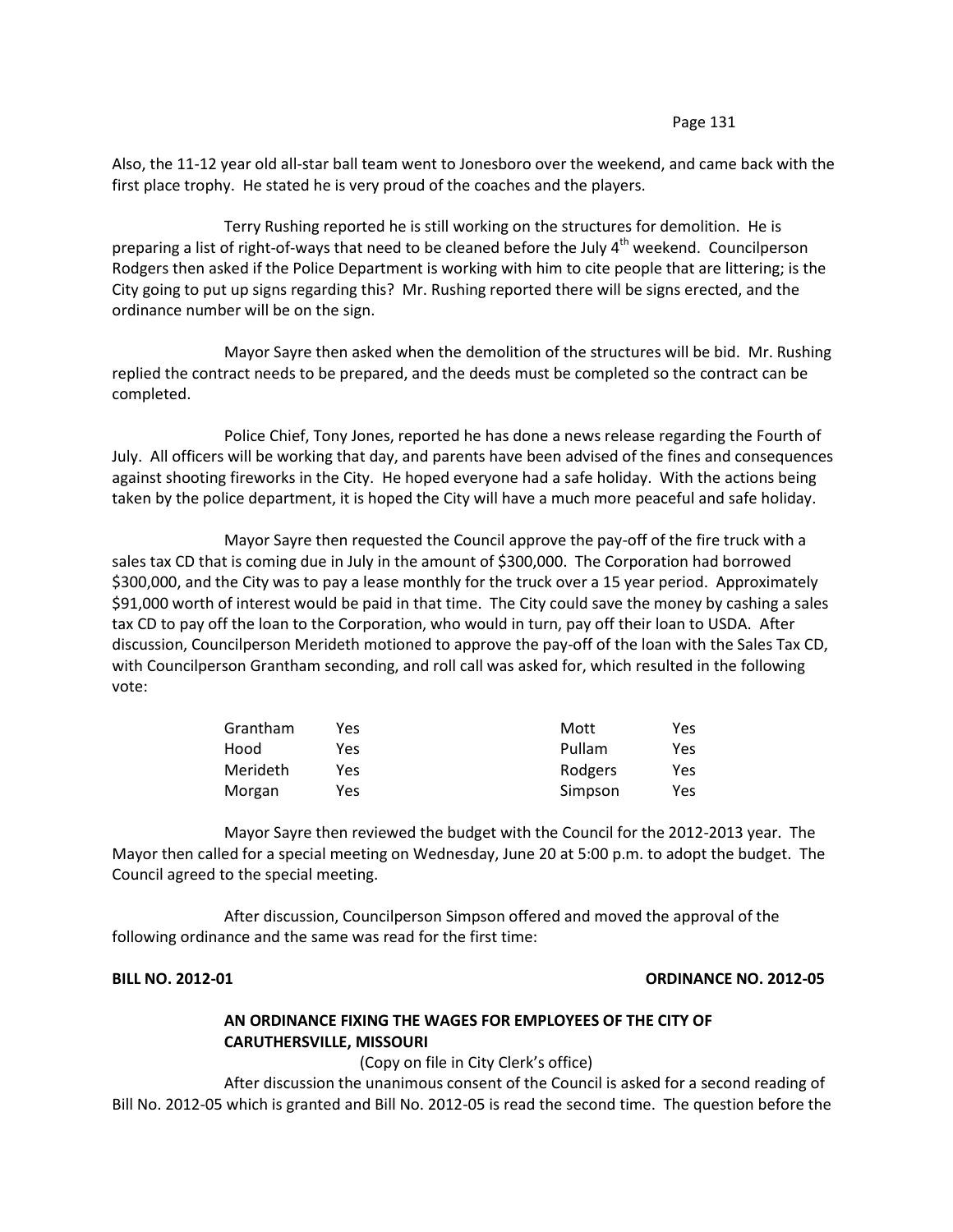Also, the 11-12 year old all-star ball team went to Jonesboro over the weekend, and came back with the first place trophy. He stated he is very proud of the coaches and the players.

Terry Rushing reported he is still working on the structures for demolition. He is preparing a list of right-of-ways that need to be cleaned before the July 4th weekend. Councilperson Rodgers then asked if the Police Department is working with him to cite people that are littering; is the City going to put up signs regarding this? Mr. Rushing reported there will be signs erected, and the ordinance number will be on the sign.

Mayor Sayre then asked when the demolition of the structures will be bid. Mr. Rushing replied the contract needs to be prepared, and the deeds must be completed so the contract can be completed.

Police Chief, Tony Jones, reported he has done a news release regarding the Fourth of July. All officers will be working that day, and parents have been advised of the fines and consequences against shooting fireworks in the City. He hoped everyone had a safe holiday. With the actions being taken by the police department, it is hoped the City will have a much more peaceful and safe holiday.

Mayor Sayre then requested the Council approve the pay-off of the fire truck with a sales tax CD that is coming due in July in the amount of $300,000. The Corporation had borrowed $300,000, and the City was to pay a lease monthly for the truck over a 15 year period. Approximately $91,000 worth of interest would be paid in that time. The City could save the money by cashing a sales tax CD to pay off the loan to the Corporation, who would in turn, pay off their loan to USDA. After discussion, Councilperson Merideth motioned to approve the pay-off of the loan with the Sales Tax CD, with Councilperson Grantham seconding, and roll call was asked for, which resulted in the following vote:

| | | | |
|---|---|---|---|
| Grantham | Yes | Mott | Yes |
| Hood | Yes | Pullam | Yes |
| Merideth | Yes | Rodgers | Yes |
| Morgan | Yes | Simpson | Yes |

Mayor Sayre then reviewed the budget with the Council for the 2012-2013 year. The Mayor then called for a special meeting on Wednesday, June 20 at 5:00 p.m. to adopt the budget. The Council agreed to the special meeting.

After discussion, Councilperson Simpson offered and moved the approval of the following ordinance and the same was read for the first time:

**BILL NO. 2012-01** **ORDINANCE NO. 2012-05**

**AN ORDINANCE FIXING THE WAGES FOR EMPLOYEES OF THE CITY OF CARUTHERSVILLE, MISSOURI**

(Copy on file in City Clerk's office)

After discussion the unanimous consent of the Council is asked for a second reading of Bill No. 2012-05 which is granted and Bill No. 2012-05 is read the second time. The question before the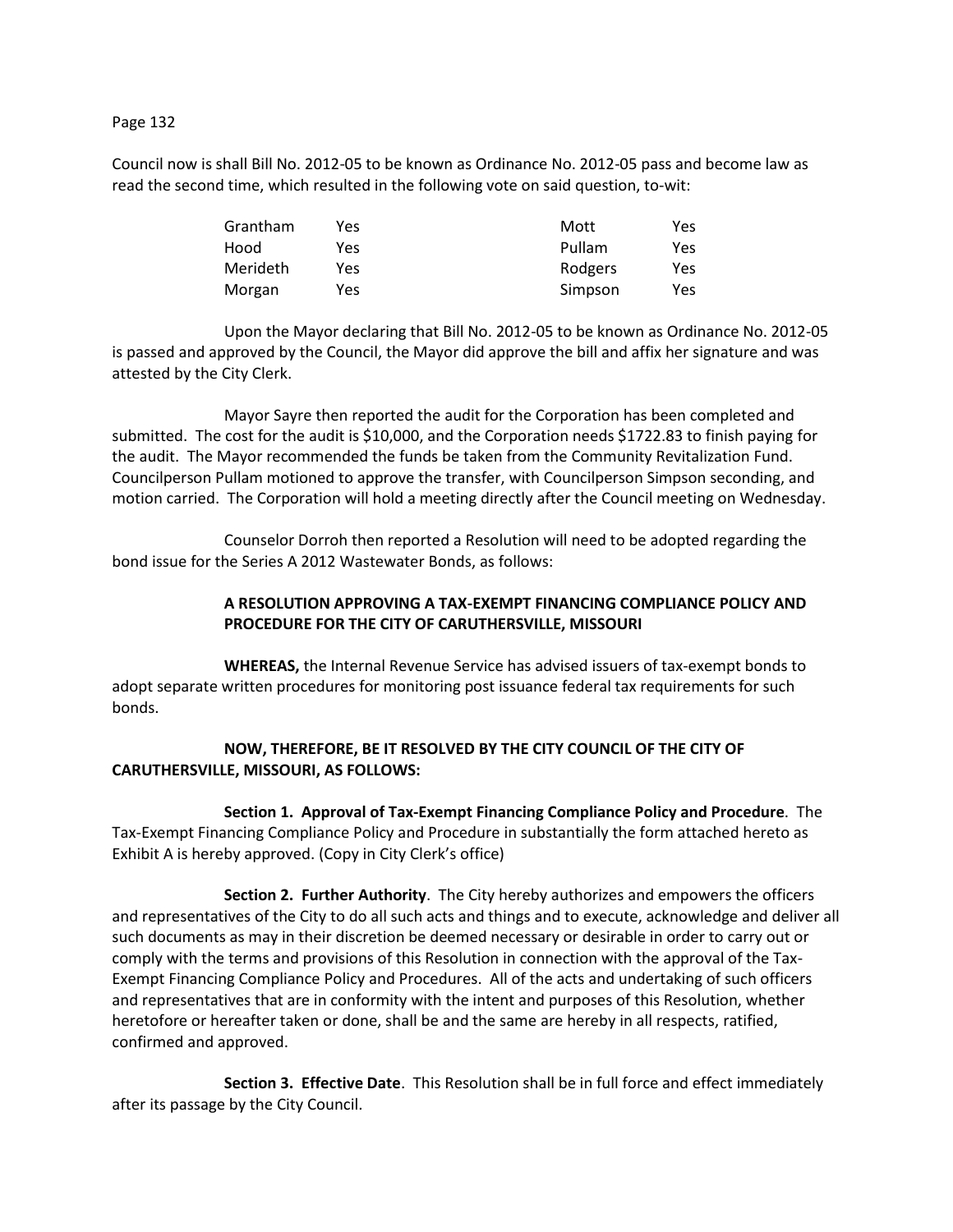Council now is shall Bill No. 2012-05 to be known as Ordinance No. 2012-05 pass and become law as read the second time, which resulted in the following vote on said question, to-wit:

| | | | |
|---|---|---|---|
| Grantham | Yes | Mott | Yes |
| Hood | Yes | Pullam | Yes |
| Merideth | Yes | Rodgers | Yes |
| Morgan | Yes | Simpson | Yes |

Upon the Mayor declaring that Bill No. 2012-05 to be known as Ordinance No. 2012-05 is passed and approved by the Council, the Mayor did approve the bill and affix her signature and was attested by the City Clerk.

Mayor Sayre then reported the audit for the Corporation has been completed and submitted. The cost for the audit is $10,000, and the Corporation needs $1722.83 to finish paying for the audit. The Mayor recommended the funds be taken from the Community Revitalization Fund. Councilperson Pullam motioned to approve the transfer, with Councilperson Simpson seconding, and motion carried. The Corporation will hold a meeting directly after the Council meeting on Wednesday.

Counselor Dorroh then reported a Resolution will need to be adopted regarding the bond issue for the Series A 2012 Wastewater Bonds, as follows:

**A RESOLUTION APPROVING A TAX-EXEMPT FINANCING COMPLIANCE POLICY AND PROCEDURE FOR THE CITY OF CARUTHERSVILLE, MISSOURI**

**WHEREAS,** the Internal Revenue Service has advised issuers of tax-exempt bonds to adopt separate written procedures for monitoring post issuance federal tax requirements for such bonds.

**NOW, THEREFORE, BE IT RESOLVED BY THE CITY COUNCIL OF THE CITY OF CARUTHERSVILLE, MISSOURI, AS FOLLOWS:**

**Section 1. Approval of Tax-Exempt Financing Compliance Policy and Procedure**. The Tax-Exempt Financing Compliance Policy and Procedure in substantially the form attached hereto as Exhibit A is hereby approved. (Copy in City Clerk's office)

**Section 2. Further Authority**. The City hereby authorizes and empowers the officers and representatives of the City to do all such acts and things and to execute, acknowledge and deliver all such documents as may in their discretion be deemed necessary or desirable in order to carry out or comply with the terms and provisions of this Resolution in connection with the approval of the Tax-Exempt Financing Compliance Policy and Procedures. All of the acts and undertaking of such officers and representatives that are in conformity with the intent and purposes of this Resolution, whether heretofore or hereafter taken or done, shall be and the same are hereby in all respects, ratified, confirmed and approved.

**Section 3. Effective Date**. This Resolution shall be in full force and effect immediately after its passage by the City Council.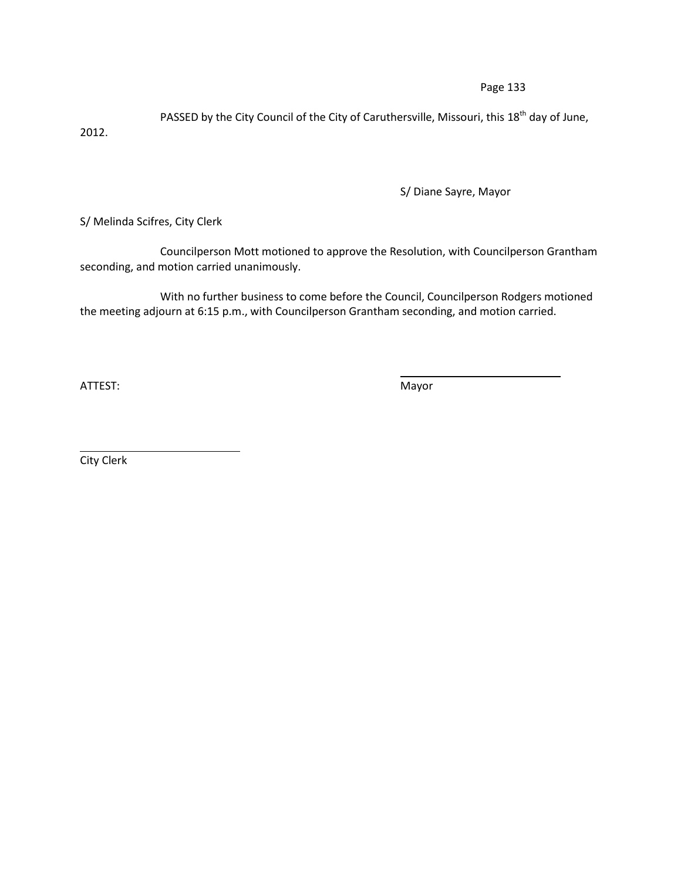PASSED by the City Council of the City of Caruthersville, Missouri, this 18th day of June, 2012.

S/ Diane Sayre, Mayor

S/ Melinda Scifres, City Clerk

Councilperson Mott motioned to approve the Resolution, with Councilperson Grantham seconding, and motion carried unanimously.

With no further business to come before the Council, Councilperson Rodgers motioned the meeting adjourn at 6:15 p.m., with Councilperson Grantham seconding, and motion carried.

ATTEST:

\_\_\_\_\_\_\_\_\_\_\_\_\_\_\_\_\_\_\_\_\_\_\_\_\_\_\_\_\_\_
Mayor

\_\_\_\_\_\_\_\_\_\_\_\_\_\_\_\_\_\_\_\_\_\_\_\_\_\_\_\_\_\_
City Clerk